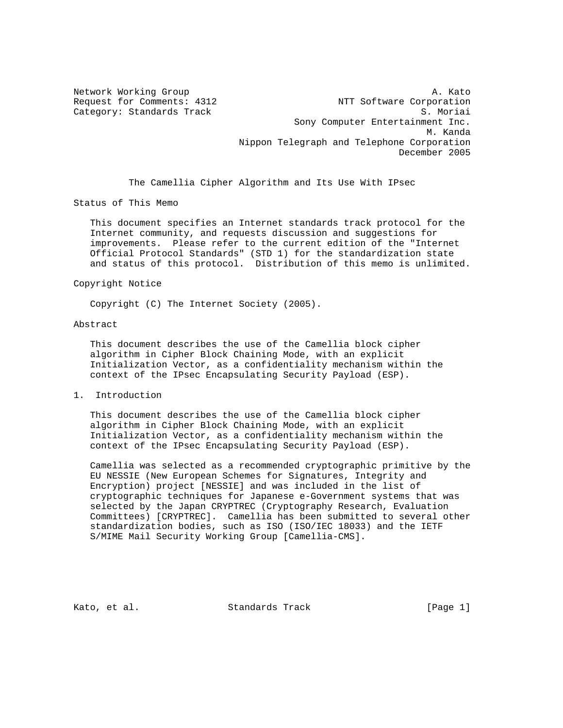Network Working Group A. Kato
Request for Comments: 4312 NTT Software Corporation
Category: Standards Track S. Moriai
Sony Computer Entertainment Inc.
M. Kanda
Nippon Telegraph and Telephone Corporation
December 2005

# The Camellia Cipher Algorithm and Its Use With IPsec

## Status of This Memo

This document specifies an Internet standards track protocol for the Internet community, and requests discussion and suggestions for improvements. Please refer to the current edition of the "Internet Official Protocol Standards" (STD 1) for the standardization state and status of this protocol. Distribution of this memo is unlimited.

## Copyright Notice

Copyright (C) The Internet Society (2005).

## Abstract

This document describes the use of the Camellia block cipher algorithm in Cipher Block Chaining Mode, with an explicit Initialization Vector, as a confidentiality mechanism within the context of the IPsec Encapsulating Security Payload (ESP).

## 1. Introduction

This document describes the use of the Camellia block cipher algorithm in Cipher Block Chaining Mode, with an explicit Initialization Vector, as a confidentiality mechanism within the context of the IPsec Encapsulating Security Payload (ESP).

Camellia was selected as a recommended cryptographic primitive by the EU NESSIE (New European Schemes for Signatures, Integrity and Encryption) project [NESSIE] and was included in the list of cryptographic techniques for Japanese e-Government systems that was selected by the Japan CRYPTREC (Cryptography Research, Evaluation Committees) [CRYPTREC]. Camellia has been submitted to several other standardization bodies, such as ISO (ISO/IEC 18033) and the IETF S/MIME Mail Security Working Group [Camellia-CMS].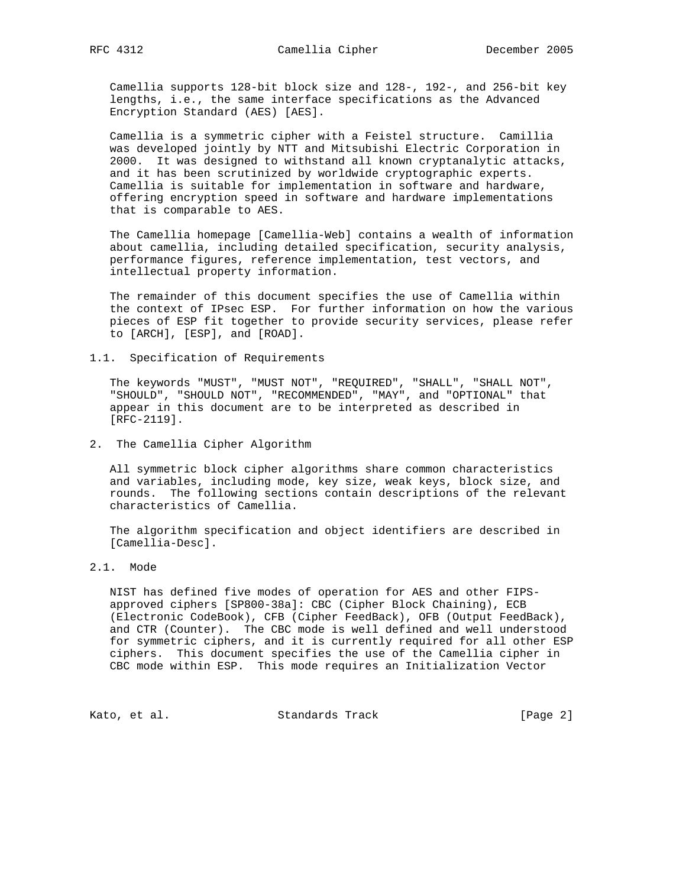Camellia supports 128-bit block size and 128-, 192-, and 256-bit key lengths, i.e., the same interface specifications as the Advanced Encryption Standard (AES) [AES].

Camellia is a symmetric cipher with a Feistel structure. Camillia was developed jointly by NTT and Mitsubishi Electric Corporation in 2000. It was designed to withstand all known cryptanalytic attacks, and it has been scrutinized by worldwide cryptographic experts. Camellia is suitable for implementation in software and hardware, offering encryption speed in software and hardware implementations that is comparable to AES.

The Camellia homepage [Camellia-Web] contains a wealth of information about camellia, including detailed specification, security analysis, performance figures, reference implementation, test vectors, and intellectual property information.

The remainder of this document specifies the use of Camellia within the context of IPsec ESP. For further information on how the various pieces of ESP fit together to provide security services, please refer to [ARCH], [ESP], and [ROAD].

### 1.1. Specification of Requirements

The keywords "MUST", "MUST NOT", "REQUIRED", "SHALL", "SHALL NOT", "SHOULD", "SHOULD NOT", "RECOMMENDED", "MAY", and "OPTIONAL" that appear in this document are to be interpreted as described in [RFC-2119].

## 2. The Camellia Cipher Algorithm

All symmetric block cipher algorithms share common characteristics and variables, including mode, key size, weak keys, block size, and rounds. The following sections contain descriptions of the relevant characteristics of Camellia.

The algorithm specification and object identifiers are described in [Camellia-Desc].

### 2.1. Mode

NIST has defined five modes of operation for AES and other FIPS-approved ciphers [SP800-38a]: CBC (Cipher Block Chaining), ECB (Electronic CodeBook), CFB (Cipher FeedBack), OFB (Output FeedBack), and CTR (Counter). The CBC mode is well defined and well understood for symmetric ciphers, and it is currently required for all other ESP ciphers. This document specifies the use of the Camellia cipher in CBC mode within ESP. This mode requires an Initialization Vector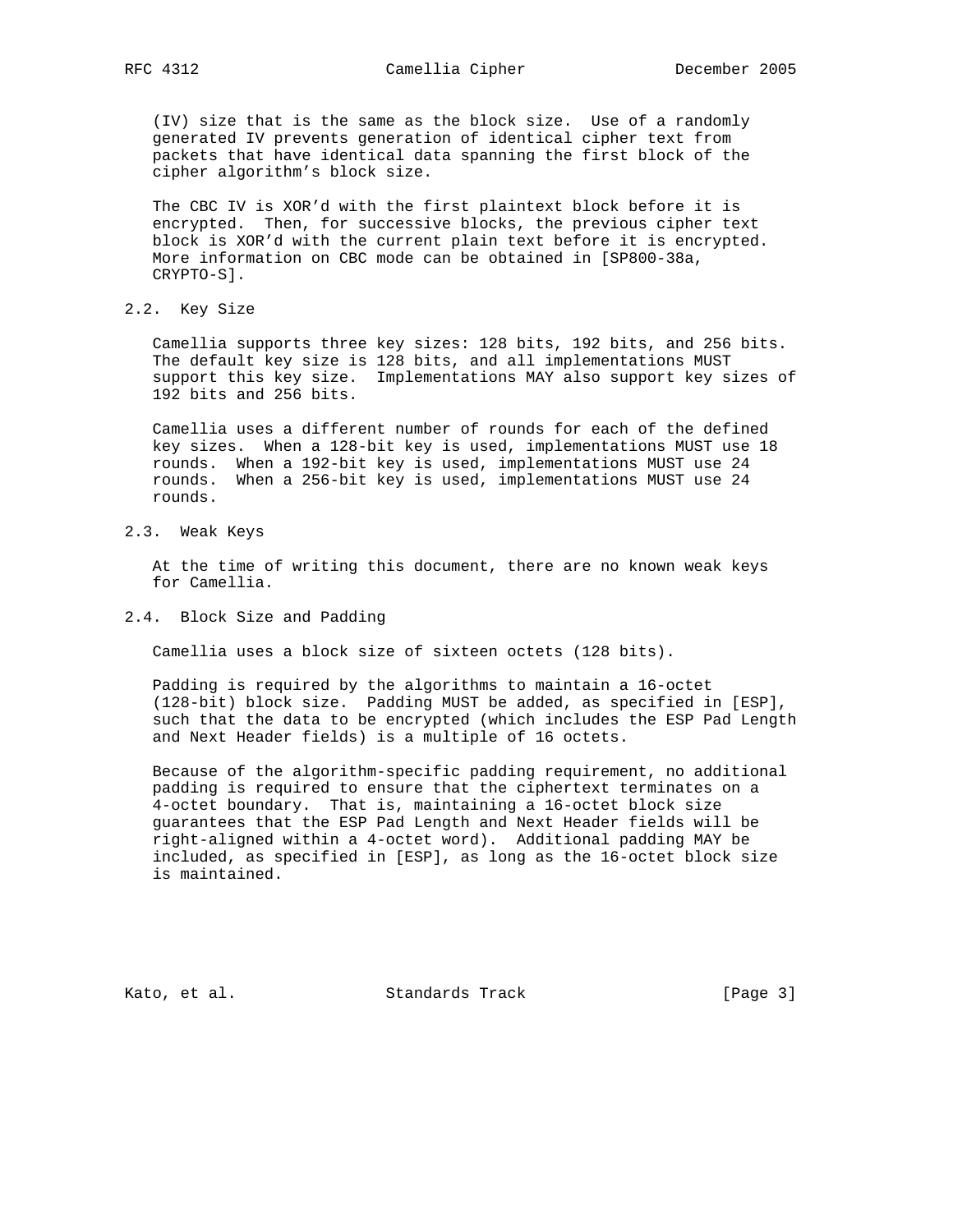(IV) size that is the same as the block size. Use of a randomly generated IV prevents generation of identical cipher text from packets that have identical data spanning the first block of the cipher algorithm's block size.

The CBC IV is XOR'd with the first plaintext block before it is encrypted. Then, for successive blocks, the previous cipher text block is XOR'd with the current plain text before it is encrypted. More information on CBC mode can be obtained in [SP800-38a, CRYPTO-S].

## 2.2. Key Size

Camellia supports three key sizes: 128 bits, 192 bits, and 256 bits. The default key size is 128 bits, and all implementations MUST support this key size. Implementations MAY also support key sizes of 192 bits and 256 bits.

Camellia uses a different number of rounds for each of the defined key sizes. When a 128-bit key is used, implementations MUST use 18 rounds. When a 192-bit key is used, implementations MUST use 24 rounds. When a 256-bit key is used, implementations MUST use 24 rounds.

## 2.3. Weak Keys

At the time of writing this document, there are no known weak keys for Camellia.

## 2.4. Block Size and Padding

Camellia uses a block size of sixteen octets (128 bits).

Padding is required by the algorithms to maintain a 16-octet (128-bit) block size. Padding MUST be added, as specified in [ESP], such that the data to be encrypted (which includes the ESP Pad Length and Next Header fields) is a multiple of 16 octets.

Because of the algorithm-specific padding requirement, no additional padding is required to ensure that the ciphertext terminates on a 4-octet boundary. That is, maintaining a 16-octet block size guarantees that the ESP Pad Length and Next Header fields will be right-aligned within a 4-octet word). Additional padding MAY be included, as specified in [ESP], as long as the 16-octet block size is maintained.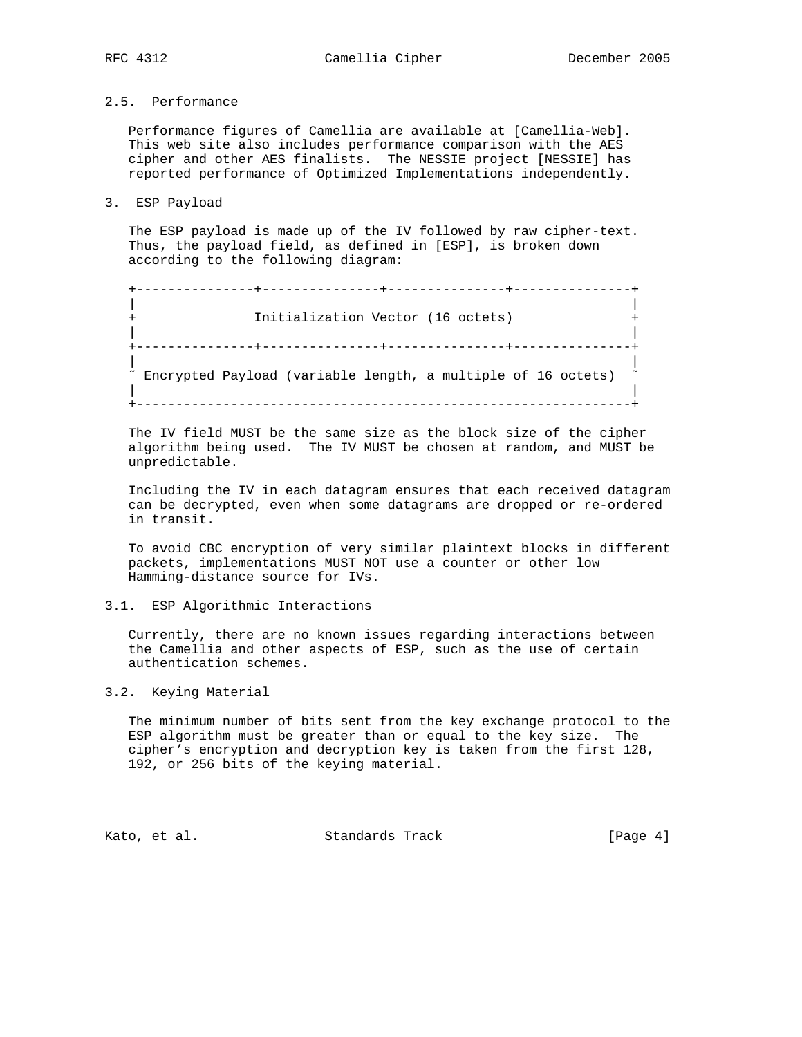## 2.5. Performance

Performance figures of Camellia are available at [Camellia-Web]. This web site also includes performance comparison with the AES cipher and other AES finalists. The NESSIE project [NESSIE] has reported performance of Optimized Implementations independently.

# 3. ESP Payload

The ESP payload is made up of the IV followed by raw cipher-text. Thus, the payload field, as defined in [ESP], is broken down according to the following diagram:

```
+---------------+---------------+---------------+---------------+
|                                                               |
+               Initialization Vector (16 octets)               +
|                                                               |
+---------------+---------------+---------------+---------------+
|                                                               |
~ Encrypted Payload (variable length, a multiple of 16 octets)  ~
|                                                               |
+---------------------------------------------------------------+
```

The IV field MUST be the same size as the block size of the cipher algorithm being used. The IV MUST be chosen at random, and MUST be unpredictable.

Including the IV in each datagram ensures that each received datagram can be decrypted, even when some datagrams are dropped or re-ordered in transit.

To avoid CBC encryption of very similar plaintext blocks in different packets, implementations MUST NOT use a counter or other low Hamming-distance source for IVs.

## 3.1. ESP Algorithmic Interactions

Currently, there are no known issues regarding interactions between the Camellia and other aspects of ESP, such as the use of certain authentication schemes.

## 3.2. Keying Material

The minimum number of bits sent from the key exchange protocol to the ESP algorithm must be greater than or equal to the key size. The cipher's encryption and decryption key is taken from the first 128, 192, or 256 bits of the keying material.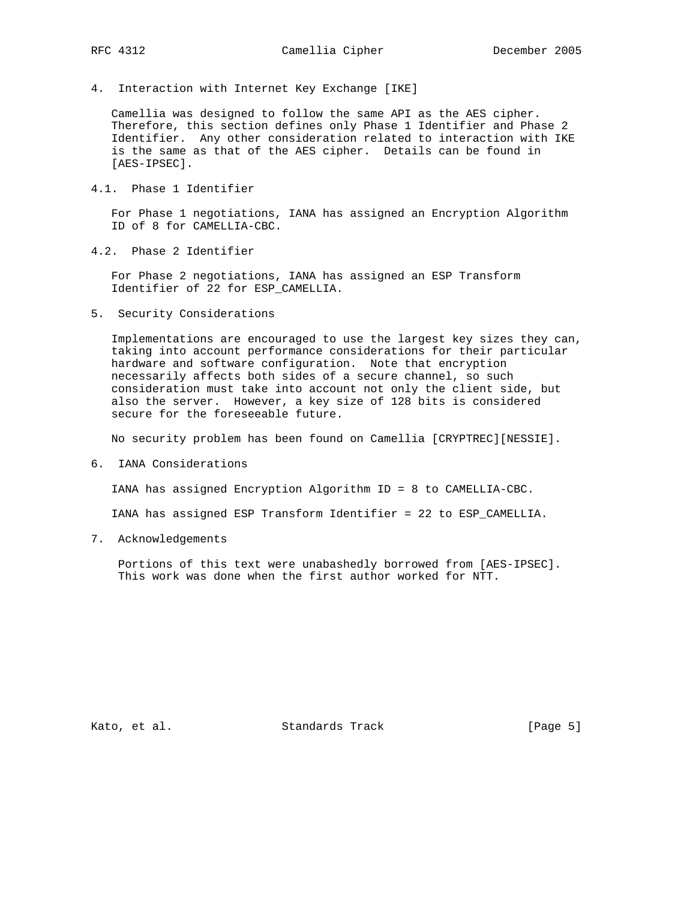## 4. Interaction with Internet Key Exchange [IKE]

Camellia was designed to follow the same API as the AES cipher. Therefore, this section defines only Phase 1 Identifier and Phase 2 Identifier. Any other consideration related to interaction with IKE is the same as that of the AES cipher. Details can be found in [AES-IPSEC].

### 4.1. Phase 1 Identifier

For Phase 1 negotiations, IANA has assigned an Encryption Algorithm ID of 8 for CAMELLIA-CBC.

### 4.2. Phase 2 Identifier

For Phase 2 negotiations, IANA has assigned an ESP Transform Identifier of 22 for ESP_CAMELLIA.

## 5. Security Considerations

Implementations are encouraged to use the largest key sizes they can, taking into account performance considerations for their particular hardware and software configuration. Note that encryption necessarily affects both sides of a secure channel, so such consideration must take into account not only the client side, but also the server. However, a key size of 128 bits is considered secure for the foreseeable future.

No security problem has been found on Camellia [CRYPTREC][NESSIE].

## 6. IANA Considerations

IANA has assigned Encryption Algorithm ID = 8 to CAMELLIA-CBC.

IANA has assigned ESP Transform Identifier = 22 to ESP_CAMELLIA.

## 7. Acknowledgements

Portions of this text were unabashedly borrowed from [AES-IPSEC]. This work was done when the first author worked for NTT.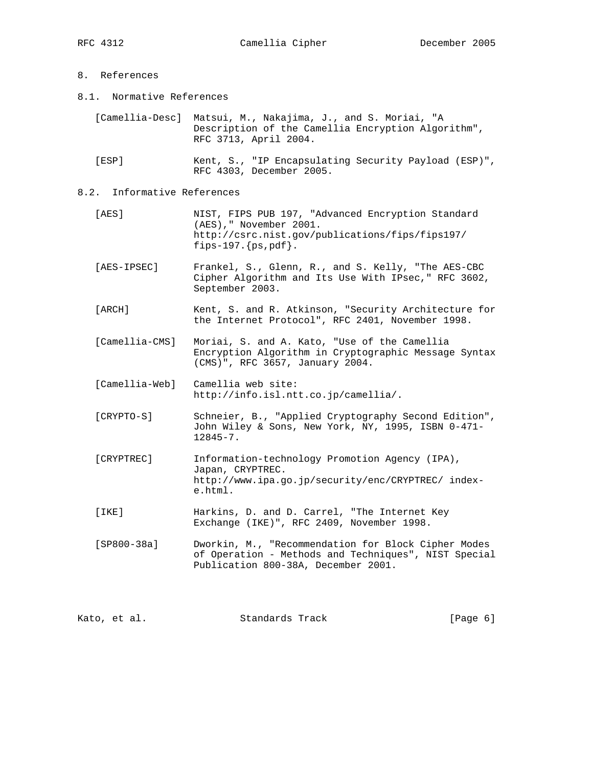# 8. References

## 8.1. Normative References

[Camellia-Desc] Matsui, M., Nakajima, J., and S. Moriai, "A Description of the Camellia Encryption Algorithm", RFC 3713, April 2004.

[ESP] Kent, S., "IP Encapsulating Security Payload (ESP)", RFC 4303, December 2005.

## 8.2. Informative References

[AES] NIST, FIPS PUB 197, "Advanced Encryption Standard (AES)," November 2001. http://csrc.nist.gov/publications/fips/fips197/fips-197.{ps,pdf}.

[AES-IPSEC] Frankel, S., Glenn, R., and S. Kelly, "The AES-CBC Cipher Algorithm and Its Use With IPsec," RFC 3602, September 2003.

[ARCH] Kent, S. and R. Atkinson, "Security Architecture for the Internet Protocol", RFC 2401, November 1998.

[Camellia-CMS] Moriai, S. and A. Kato, "Use of the Camellia Encryption Algorithm in Cryptographic Message Syntax (CMS)", RFC 3657, January 2004.

[Camellia-Web] Camellia web site: http://info.isl.ntt.co.jp/camellia/.

[CRYPTO-S] Schneier, B., "Applied Cryptography Second Edition", John Wiley & Sons, New York, NY, 1995, ISBN 0-471-12845-7.

[CRYPTREC] Information-technology Promotion Agency (IPA), Japan, CRYPTREC. http://www.ipa.go.jp/security/enc/CRYPTREC/ index-e.html.

[IKE] Harkins, D. and D. Carrel, "The Internet Key Exchange (IKE)", RFC 2409, November 1998.

[SP800-38a] Dworkin, M., "Recommendation for Block Cipher Modes of Operation - Methods and Techniques", NIST Special Publication 800-38A, December 2001.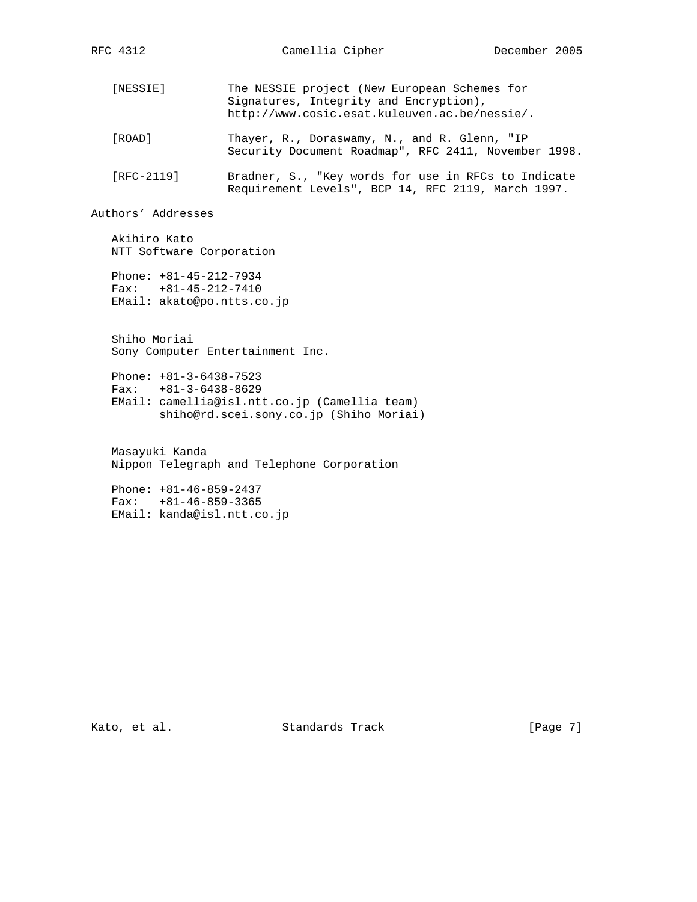[NESSIE] The NESSIE project (New European Schemes for Signatures, Integrity and Encryption), http://www.cosic.esat.kuleuven.ac.be/nessie/.

[ROAD] Thayer, R., Doraswamy, N., and R. Glenn, "IP Security Document Roadmap", RFC 2411, November 1998.

[RFC-2119] Bradner, S., "Key words for use in RFCs to Indicate Requirement Levels", BCP 14, RFC 2119, March 1997.

## Authors' Addresses

Akihiro Kato
NTT Software Corporation

Phone: +81-45-212-7934
Fax: +81-45-212-7410
EMail: akato@po.ntts.co.jp

Shiho Moriai
Sony Computer Entertainment Inc.

Phone: +81-3-6438-7523
Fax: +81-3-6438-8629
EMail: camellia@isl.ntt.co.jp (Camellia team)
shiho@rd.scei.sony.co.jp (Shiho Moriai)

Masayuki Kanda
Nippon Telegraph and Telephone Corporation

Phone: +81-46-859-2437
Fax: +81-46-859-3365
EMail: kanda@isl.ntt.co.jp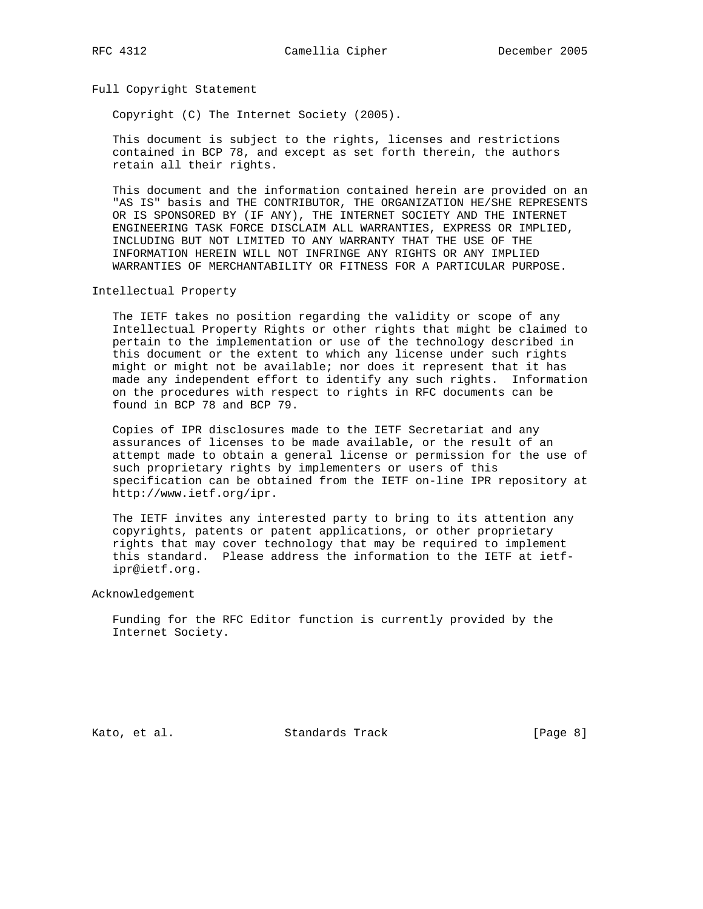## Full Copyright Statement

Copyright (C) The Internet Society (2005).

This document is subject to the rights, licenses and restrictions contained in BCP 78, and except as set forth therein, the authors retain all their rights.

This document and the information contained herein are provided on an "AS IS" basis and THE CONTRIBUTOR, THE ORGANIZATION HE/SHE REPRESENTS OR IS SPONSORED BY (IF ANY), THE INTERNET SOCIETY AND THE INTERNET ENGINEERING TASK FORCE DISCLAIM ALL WARRANTIES, EXPRESS OR IMPLIED, INCLUDING BUT NOT LIMITED TO ANY WARRANTY THAT THE USE OF THE INFORMATION HEREIN WILL NOT INFRINGE ANY RIGHTS OR ANY IMPLIED WARRANTIES OF MERCHANTABILITY OR FITNESS FOR A PARTICULAR PURPOSE.

## Intellectual Property

The IETF takes no position regarding the validity or scope of any Intellectual Property Rights or other rights that might be claimed to pertain to the implementation or use of the technology described in this document or the extent to which any license under such rights might or might not be available; nor does it represent that it has made any independent effort to identify any such rights. Information on the procedures with respect to rights in RFC documents can be found in BCP 78 and BCP 79.

Copies of IPR disclosures made to the IETF Secretariat and any assurances of licenses to be made available, or the result of an attempt made to obtain a general license or permission for the use of such proprietary rights by implementers or users of this specification can be obtained from the IETF on-line IPR repository at http://www.ietf.org/ipr.

The IETF invites any interested party to bring to its attention any copyrights, patents or patent applications, or other proprietary rights that may cover technology that may be required to implement this standard. Please address the information to the IETF at ietf-ipr@ietf.org.

## Acknowledgement

Funding for the RFC Editor function is currently provided by the Internet Society.